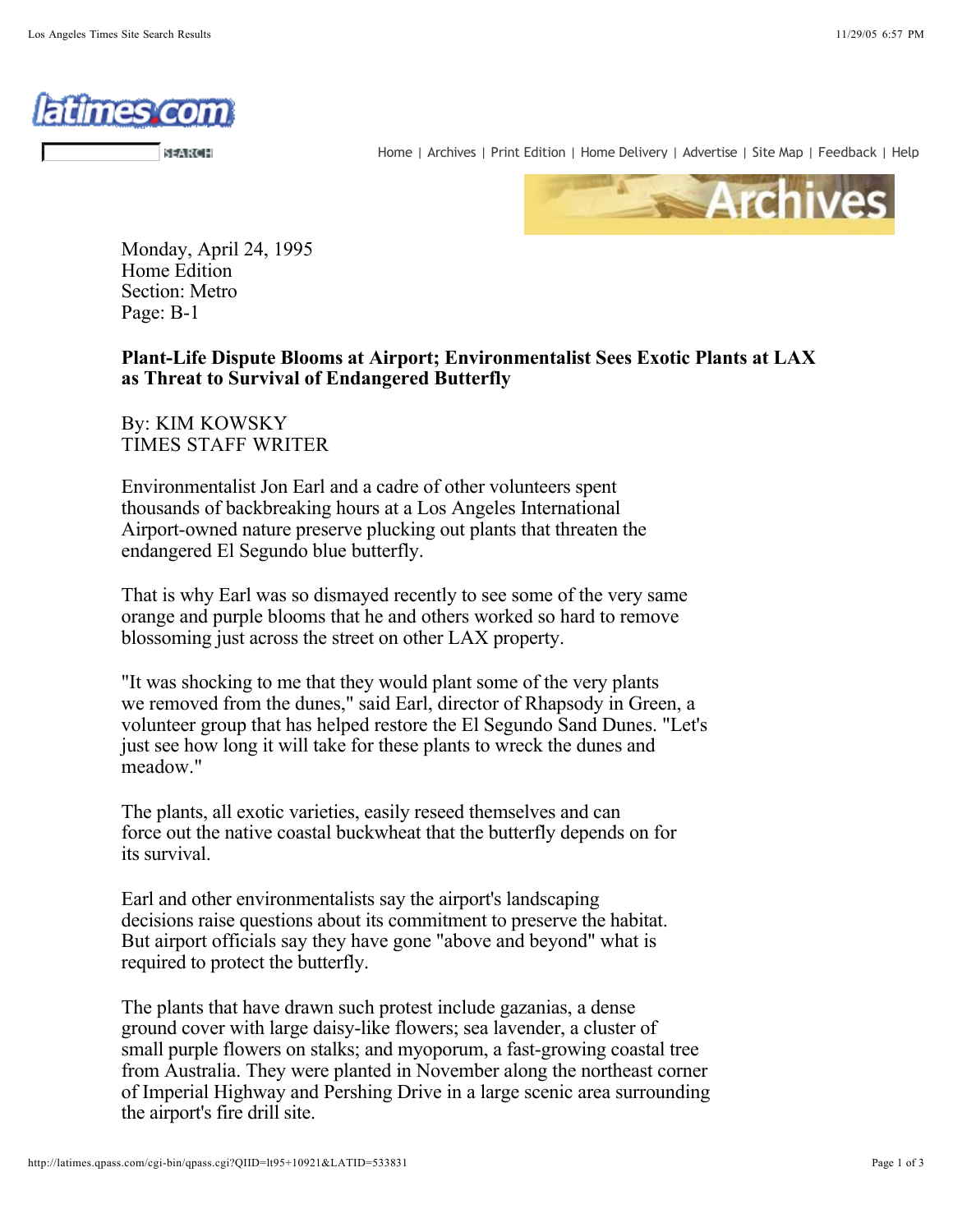Monday, April 24, 1995
Home Edition
Section: Metro
Page: B-1

**Plant-Life Dispute Blooms at Airport; Environmentalist Sees Exotic Plants at LAX as Threat to Survival of Endangered Butterfly**

By: KIM KOWSKY
TIMES STAFF WRITER

Environmentalist Jon Earl and a cadre of other volunteers spent thousands of backbreaking hours at a Los Angeles International Airport-owned nature preserve plucking out plants that threaten the endangered El Segundo blue butterfly.

That is why Earl was so dismayed recently to see some of the very same orange and purple blooms that he and others worked so hard to remove blossoming just across the street on other LAX property.

"It was shocking to me that they would plant some of the very plants we removed from the dunes," said Earl, director of Rhapsody in Green, a volunteer group that has helped restore the El Segundo Sand Dunes. "Let's just see how long it will take for these plants to wreck the dunes and meadow."

The plants, all exotic varieties, easily reseed themselves and can force out the native coastal buckwheat that the butterfly depends on for its survival.

Earl and other environmentalists say the airport's landscaping decisions raise questions about its commitment to preserve the habitat. But airport officials say they have gone "above and beyond" what is required to protect the butterfly.

The plants that have drawn such protest include gazanias, a dense ground cover with large daisy-like flowers; sea lavender, a cluster of small purple flowers on stalks; and myoporum, a fast-growing coastal tree from Australia. They were planted in November along the northeast corner of Imperial Highway and Pershing Drive in a large scenic area surrounding the airport's fire drill site.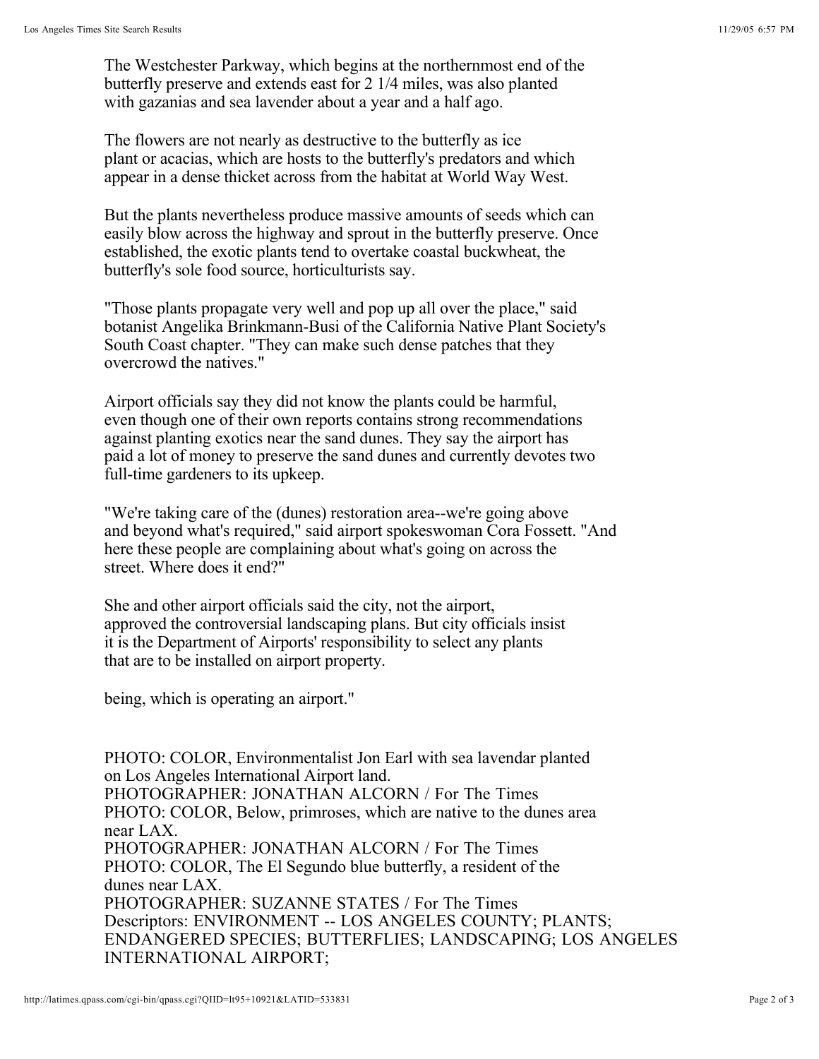The Westchester Parkway, which begins at the northernmost end of the butterfly preserve and extends east for 2 1/4 miles, was also planted with gazanias and sea lavender about a year and a half ago.

The flowers are not nearly as destructive to the butterfly as ice plant or acacias, which are hosts to the butterfly's predators and which appear in a dense thicket across from the habitat at World Way West.

But the plants nevertheless produce massive amounts of seeds which can easily blow across the highway and sprout in the butterfly preserve. Once established, the exotic plants tend to overtake coastal buckwheat, the butterfly's sole food source, horticulturists say.

"Those plants propagate very well and pop up all over the place," said botanist Angelika Brinkmann-Busi of the California Native Plant Society's South Coast chapter. "They can make such dense patches that they overcrowd the natives."

Airport officials say they did not know the plants could be harmful, even though one of their own reports contains strong recommendations against planting exotics near the sand dunes. They say the airport has paid a lot of money to preserve the sand dunes and currently devotes two full-time gardeners to its upkeep.

"We're taking care of the (dunes) restoration area--we're going above and beyond what's required," said airport spokeswoman Cora Fossett. "And here these people are complaining about what's going on across the street. Where does it end?"

She and other airport officials said the city, not the airport, approved the controversial landscaping plans. But city officials insist it is the Department of Airports' responsibility to select any plants that are to be installed on airport property.

being, which is operating an airport."

PHOTO: COLOR, Environmentalist Jon Earl with sea lavendar planted on Los Angeles International Airport land.
PHOTOGRAPHER: JONATHAN ALCORN / For The Times
PHOTO: COLOR, Below, primroses, which are native to the dunes area near LAX.
PHOTOGRAPHER: JONATHAN ALCORN / For The Times
PHOTO: COLOR, The El Segundo blue butterfly, a resident of the dunes near LAX.
PHOTOGRAPHER: SUZANNE STATES / For The Times
Descriptors: ENVIRONMENT -- LOS ANGELES COUNTY; PLANTS; ENDANGERED SPECIES; BUTTERFLIES; LANDSCAPING; LOS ANGELES INTERNATIONAL AIRPORT;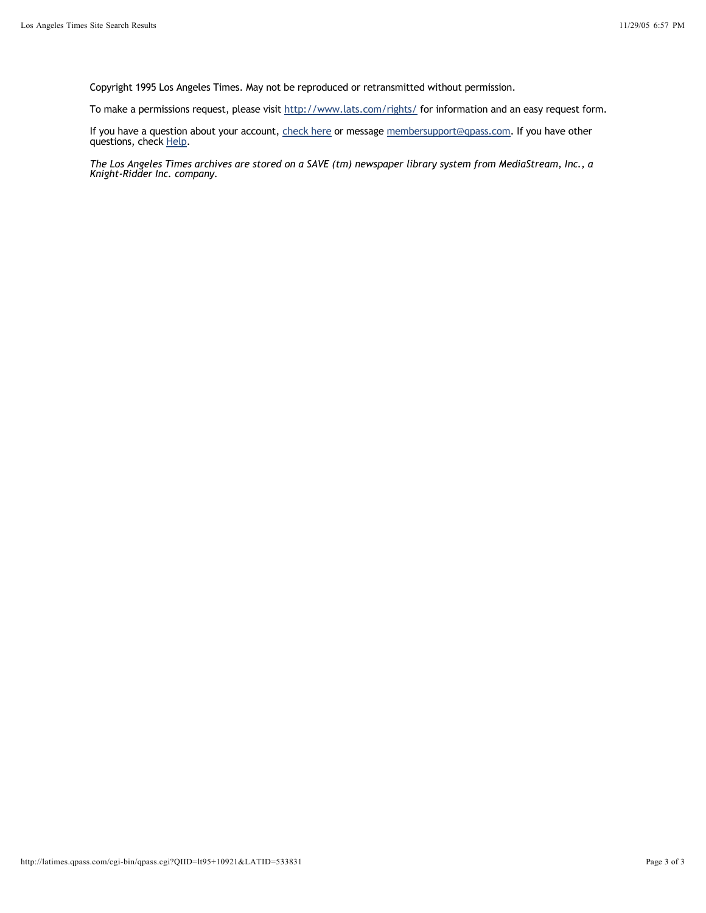Copyright 1995 Los Angeles Times. May not be reproduced or retransmitted without permission.

To make a permissions request, please visit http://www.lats.com/rights/ for information and an easy request form.

If you have a question about your account, check here or message membersupport@qpass.com. If you have other questions, check Help.

*The Los Angeles Times archives are stored on a SAVE (tm) newspaper library system from MediaStream, Inc., a Knight-Ridder Inc. company.*